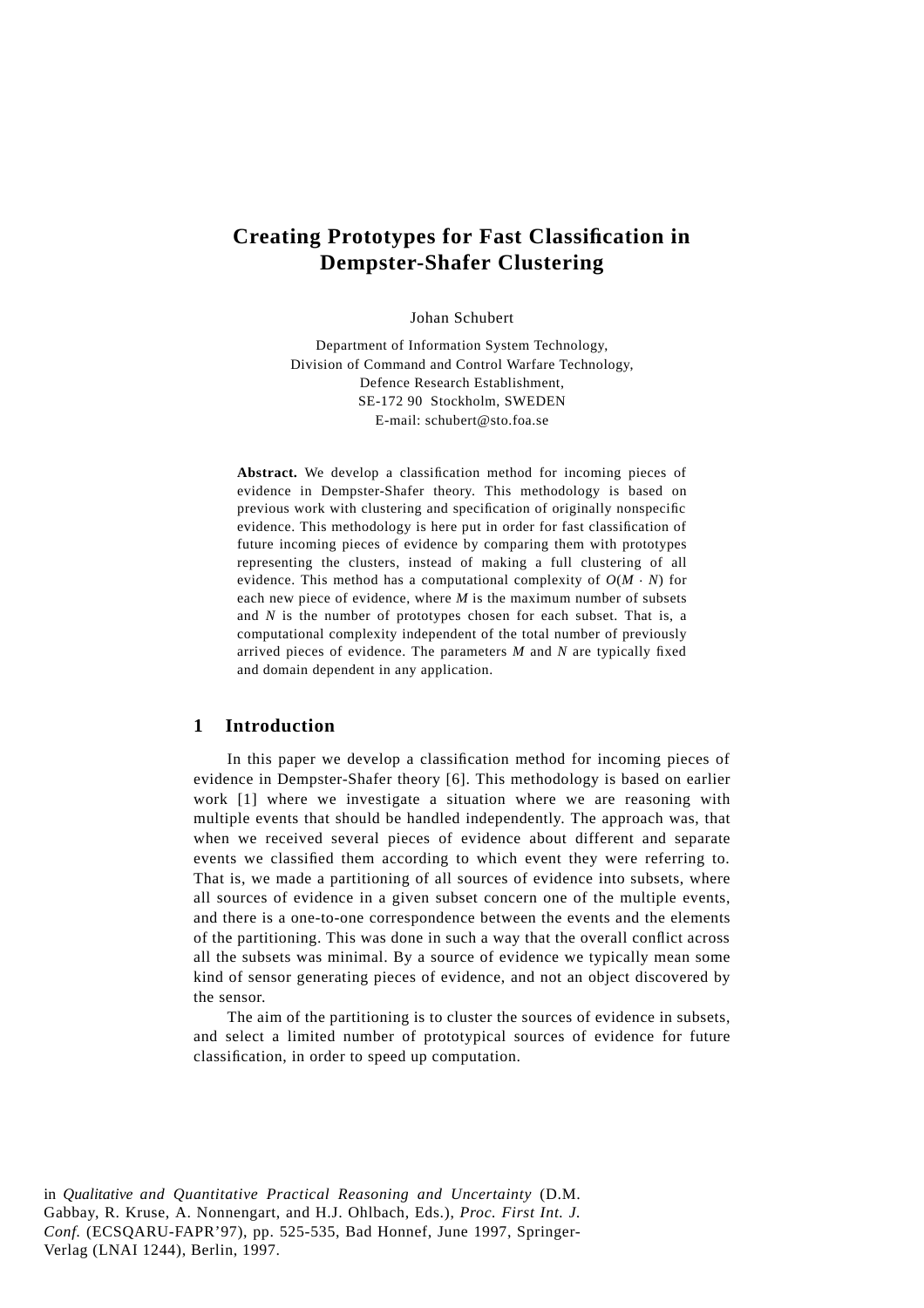# Creating Prototypes for Fast Classification in Dempster-Shafer Clustering

Johan Schubert

Department of Information System Technology,
Division of Command and Control Warfare Technology,
Defence Research Establishment,
SE-172 90 Stockholm, SWEDEN
E-mail: schubert@sto.foa.se

**Abstract.** We develop a classification method for incoming pieces of evidence in Dempster-Shafer theory. This methodology is based on previous work with clustering and specification of originally nonspecific evidence. This methodology is here put in order for fast classification of future incoming pieces of evidence by comparing them with prototypes representing the clusters, instead of making a full clustering of all evidence. This method has a computational complexity of $O(M \cdot N)$ for each new piece of evidence, where $M$ is the maximum number of subsets and $N$ is the number of prototypes chosen for each subset. That is, a computational complexity independent of the total number of previously arrived pieces of evidence. The parameters $M$ and $N$ are typically fixed and domain dependent in any application.

## 1 Introduction

In this paper we develop a classification method for incoming pieces of evidence in Dempster-Shafer theory [6]. This methodology is based on earlier work [1] where we investigate a situation where we are reasoning with multiple events that should be handled independently. The approach was, that when we received several pieces of evidence about different and separate events we classified them according to which event they were referring to. That is, we made a partitioning of all sources of evidence into subsets, where all sources of evidence in a given subset concern one of the multiple events, and there is a one-to-one correspondence between the events and the elements of the partitioning. This was done in such a way that the overall conflict across all the subsets was minimal. By a source of evidence we typically mean some kind of sensor generating pieces of evidence, and not an object discovered by the sensor.

The aim of the partitioning is to cluster the sources of evidence in subsets, and select a limited number of prototypical sources of evidence for future classification, in order to speed up computation.

in *Qualitative and Quantitative Practical Reasoning and Uncertainty* (D.M. Gabbay, R. Kruse, A. Nonnengart, and H.J. Ohlbach, Eds.), *Proc. First Int. J. Conf.* (ECSQARU-FAPR'97), pp. 525-535, Bad Honnef, June 1997, Springer-Verlag (LNAI 1244), Berlin, 1997.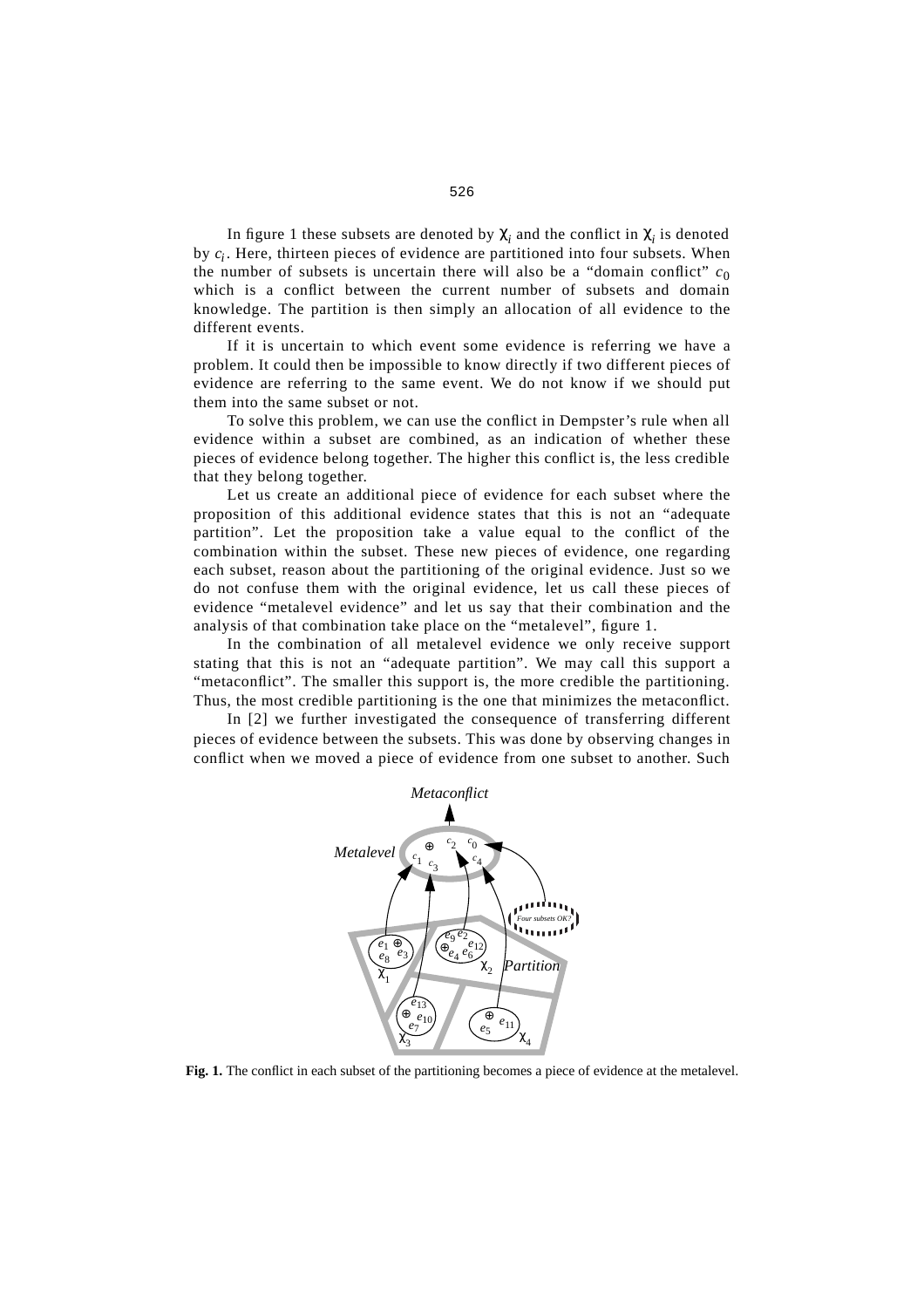In figure 1 these subsets are denoted by $\chi_i$ and the conflict in $\chi_i$ is denoted by $c_i$. Here, thirteen pieces of evidence are partitioned into four subsets. When the number of subsets is uncertain there will also be a "domain conflict" $c_0$ which is a conflict between the current number of subsets and domain knowledge. The partition is then simply an allocation of all evidence to the different events.

If it is uncertain to which event some evidence is referring we have a problem. It could then be impossible to know directly if two different pieces of evidence are referring to the same event. We do not know if we should put them into the same subset or not.

To solve this problem, we can use the conflict in Dempster's rule when all evidence within a subset are combined, as an indication of whether these pieces of evidence belong together. The higher this conflict is, the less credible that they belong together.

Let us create an additional piece of evidence for each subset where the proposition of this additional evidence states that this is not an "adequate partition". Let the proposition take a value equal to the conflict of the combination within the subset. These new pieces of evidence, one regarding each subset, reason about the partitioning of the original evidence. Just so we do not confuse them with the original evidence, let us call these pieces of evidence "metalevel evidence" and let us say that their combination and the analysis of that combination take place on the "metalevel", figure 1.

In the combination of all metalevel evidence we only receive support stating that this is not an "adequate partition". We may call this support a "metaconflict". The smaller this support is, the more credible the partitioning. Thus, the most credible partitioning is the one that minimizes the metaconflict.

In [2] we further investigated the consequence of transferring different pieces of evidence between the subsets. This was done by observing changes in conflict when we moved a piece of evidence from one subset to another. Such

Metaconflict

Metalevel

$\oplus$ $c_1$ $c_2$ $c_3$ $c_0$ $c_4$

Four subsets OK?

$e_1$ $\oplus$ $e_8$ $e_3$ $\chi_1$

$e_9$ $e_2$ $\oplus$ $e_4$ $e_6$ $e_{12}$ $\chi_2$

Partition

$e_{13}$ $\oplus$ $e_{10}$ $e_7$ $\chi_3$

$\oplus$ $e_{11}$ $e_5$ $\chi_4$

**Fig. 1.** The conflict in each subset of the partitioning becomes a piece of evidence at the metalevel.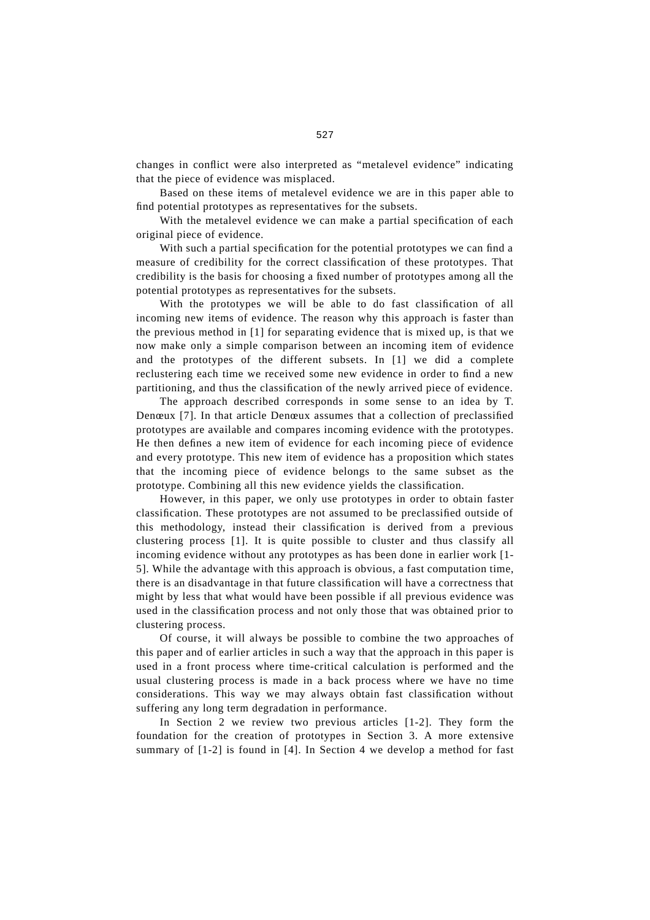changes in conflict were also interpreted as “metalevel evidence” indicating that the piece of evidence was misplaced.

Based on these items of metalevel evidence we are in this paper able to find potential prototypes as representatives for the subsets.

With the metalevel evidence we can make a partial specification of each original piece of evidence.

With such a partial specification for the potential prototypes we can find a measure of credibility for the correct classification of these prototypes. That credibility is the basis for choosing a fixed number of prototypes among all the potential prototypes as representatives for the subsets.

With the prototypes we will be able to do fast classification of all incoming new items of evidence. The reason why this approach is faster than the previous method in [1] for separating evidence that is mixed up, is that we now make only a simple comparison between an incoming item of evidence and the prototypes of the different subsets. In [1] we did a complete reclustering each time we received some new evidence in order to find a new partitioning, and thus the classification of the newly arrived piece of evidence.

The approach described corresponds in some sense to an idea by T. Denœux [7]. In that article Denœux assumes that a collection of preclassified prototypes are available and compares incoming evidence with the prototypes. He then defines a new item of evidence for each incoming piece of evidence and every prototype. This new item of evidence has a proposition which states that the incoming piece of evidence belongs to the same subset as the prototype. Combining all this new evidence yields the classification.

However, in this paper, we only use prototypes in order to obtain faster classification. These prototypes are not assumed to be preclassified outside of this methodology, instead their classification is derived from a previous clustering process [1]. It is quite possible to cluster and thus classify all incoming evidence without any prototypes as has been done in earlier work [1-5]. While the advantage with this approach is obvious, a fast computation time, there is an disadvantage in that future classification will have a correctness that might by less that what would have been possible if all previous evidence was used in the classification process and not only those that was obtained prior to clustering process.

Of course, it will always be possible to combine the two approaches of this paper and of earlier articles in such a way that the approach in this paper is used in a front process where time-critical calculation is performed and the usual clustering process is made in a back process where we have no time considerations. This way we may always obtain fast classification without suffering any long term degradation in performance.

In Section 2 we review two previous articles [1-2]. They form the foundation for the creation of prototypes in Section 3. A more extensive summary of [1-2] is found in [4]. In Section 4 we develop a method for fast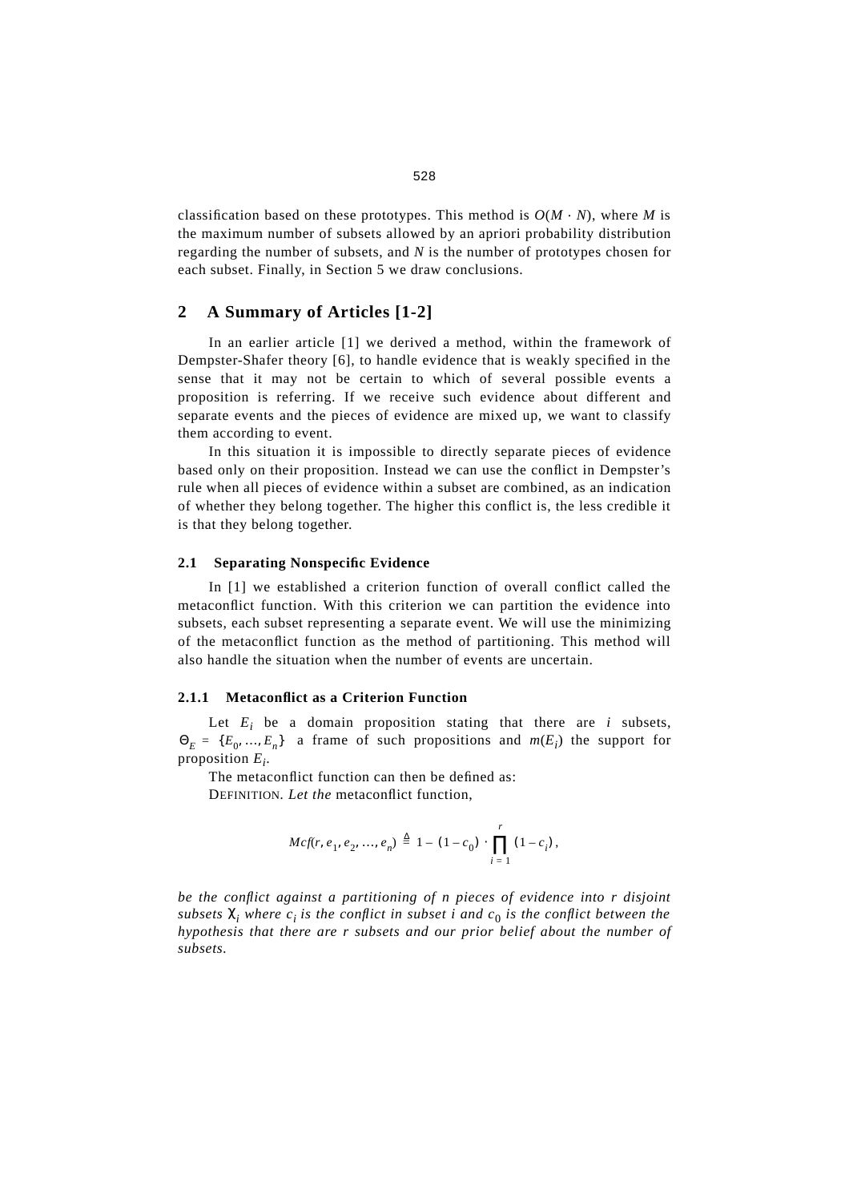classification based on these prototypes. This method is $O(M \cdot N)$, where $M$ is the maximum number of subsets allowed by an apriori probability distribution regarding the number of subsets, and $N$ is the number of prototypes chosen for each subset. Finally, in Section 5 we draw conclusions.

## 2 A Summary of Articles [1-2]

In an earlier article [1] we derived a method, within the framework of Dempster-Shafer theory [6], to handle evidence that is weakly specified in the sense that it may not be certain to which of several possible events a proposition is referring. If we receive such evidence about different and separate events and the pieces of evidence are mixed up, we want to classify them according to event.

In this situation it is impossible to directly separate pieces of evidence based only on their proposition. Instead we can use the conflict in Dempster's rule when all pieces of evidence within a subset are combined, as an indication of whether they belong together. The higher this conflict is, the less credible it is that they belong together.

### 2.1 Separating Nonspecific Evidence

In [1] we established a criterion function of overall conflict called the metaconflict function. With this criterion we can partition the evidence into subsets, each subset representing a separate event. We will use the minimizing of the metaconflict function as the method of partitioning. This method will also handle the situation when the number of events are uncertain.

#### 2.1.1 Metaconflict as a Criterion Function

Let $E_i$ be a domain proposition stating that there are $i$ subsets, $\Theta_E = \{E_0, \ldots, E_n\}$ a frame of such propositions and $m(E_i)$ the support for proposition $E_i$.

The metaconflict function can then be defined as:

DEFINITION. *Let the* metaconflict function,

$$Mcf(r, e_1, e_2, \ldots, e_n) \triangleq 1 - (1 - c_0) \cdot \prod_{i=1}^{r} (1 - c_i),$$

*be the conflict against a partitioning of n pieces of evidence into r disjoint subsets* $\chi_i$ *where* $c_i$ *is the conflict in subset i and* $c_0$ *is the conflict between the hypothesis that there are r subsets and our prior belief about the number of subsets.*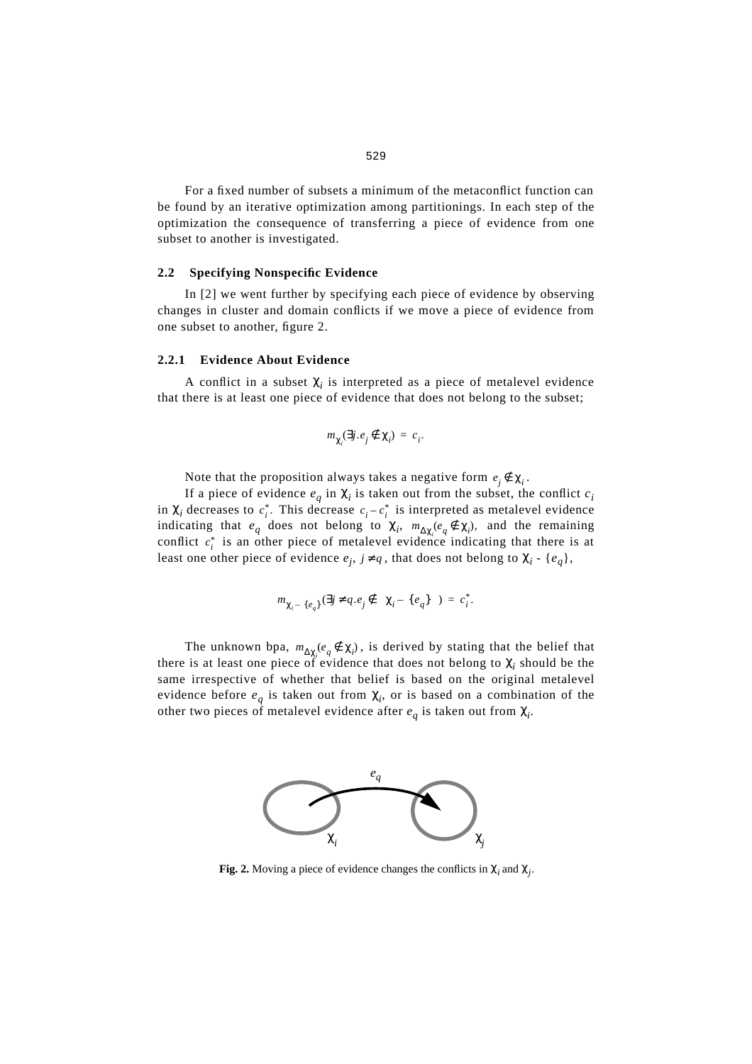For a fixed number of subsets a minimum of the metaconflict function can be found by an iterative optimization among partitionings. In each step of the optimization the consequence of transferring a piece of evidence from one subset to another is investigated.

### 2.2 Specifying Nonspecific Evidence

In [2] we went further by specifying each piece of evidence by observing changes in cluster and domain conflicts if we move a piece of evidence from one subset to another, figure 2.

#### 2.2.1 Evidence About Evidence

A conflict in a subset $\chi_i$ is interpreted as a piece of metalevel evidence that there is at least one piece of evidence that does not belong to the subset;

$$m_{\chi_i}(\exists j.e_j \notin \chi_i) = c_i.$$

Note that the proposition always takes a negative form $e_j \notin \chi_i$.

If a piece of evidence $e_q$ in $\chi_i$ is taken out from the subset, the conflict $c_i$ in $\chi_i$ decreases to $c_i^*$. This decrease $c_i - c_i^*$ is interpreted as metalevel evidence indicating that $e_q$ does not belong to $\chi_i$, $m_{\Delta\chi_i}(e_q \notin \chi_i)$, and the remaining conflict $c_i^*$ is an other piece of metalevel evidence indicating that there is at least one other piece of evidence $e_j$, $j \neq q$, that does not belong to $\chi_i$ - $\{e_q\}$,

$$m_{\chi_i - \{e_q\}}(\exists j \neq q.e_j \notin (\chi_i - \{e_q\})) = c_i^*.$$

The unknown bpa, $m_{\Delta\chi_i}(e_q \notin \chi_i)$, is derived by stating that the belief that there is at least one piece of evidence that does not belong to $\chi_i$ should be the same irrespective of whether that belief is based on the original metalevel evidence before $e_q$ is taken out from $\chi_i$, or is based on a combination of the other two pieces of metalevel evidence after $e_q$ is taken out from $\chi_i$.

**Fig. 2.** Moving a piece of evidence changes the conflicts in $\chi_i$ and $\chi_j$.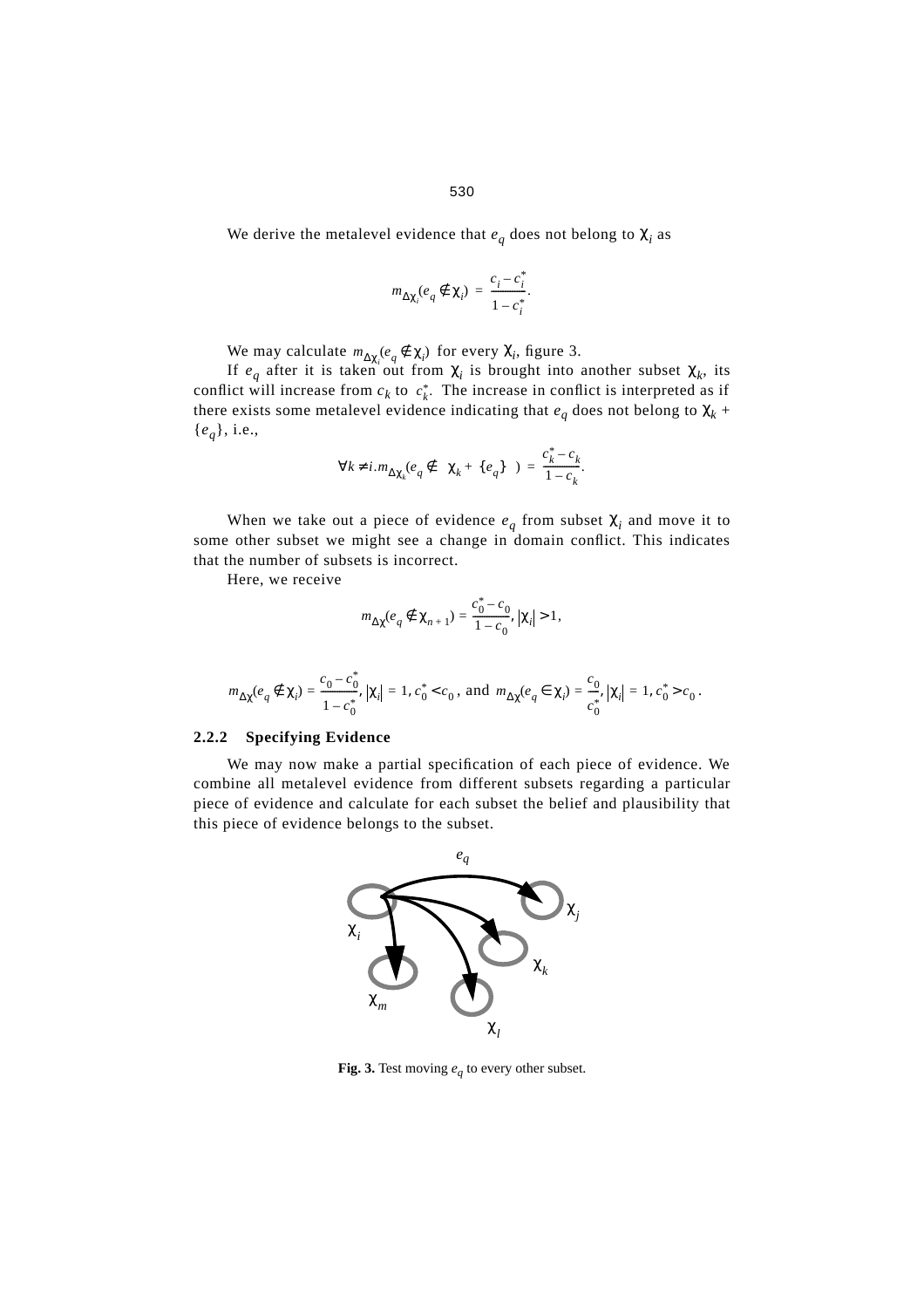We derive the metalevel evidence that $e_q$ does not belong to $\chi_i$ as

$$m_{\Delta\chi_i}(e_q \notin \chi_i) = \frac{c_i - c_i^*}{1 - c_i^*}.$$

We may calculate $m_{\Delta\chi_i}(e_q \notin \chi_i)$ for every $\chi_i$, figure 3.

If $e_q$ after it is taken out from $\chi_i$ is brought into another subset $\chi_k$, its conflict will increase from $c_k$ to $c_k^*$. The increase in conflict is interpreted as if there exists some metalevel evidence indicating that $e_q$ does not belong to $\chi_k$ + $\{e_q\}$, i.e.,

$$\forall k \neq i . m_{\Delta\chi_k}(e_q \notin (\chi_k + \{e_q\})) = \frac{c_k^* - c_k}{1 - c_k}.$$

When we take out a piece of evidence $e_q$ from subset $\chi_i$ and move it to some other subset we might see a change in domain conflict. This indicates that the number of subsets is incorrect.

Here, we receive

$$m_{\Delta\chi}(e_q \notin \chi_{n+1}) = \frac{c_0^* - c_0}{1 - c_0}, |\chi_i| > 1,$$

$$m_{\Delta\chi}(e_q \notin \chi_i) = \frac{c_0 - c_0^*}{1 - c_0^*}, |\chi_i| = 1, c_0^* < c_0, \text{ and } m_{\Delta\chi}(e_q \in \chi_i) = \frac{c_0}{c_0^*}, |\chi_i| = 1, c_0^* > c_0.$$

### 2.2.2 Specifying Evidence

We may now make a partial specification of each piece of evidence. We combine all metalevel evidence from different subsets regarding a particular piece of evidence and calculate for each subset the belief and plausibility that this piece of evidence belongs to the subset.

**Fig. 3.** Test moving $e_q$ to every other subset.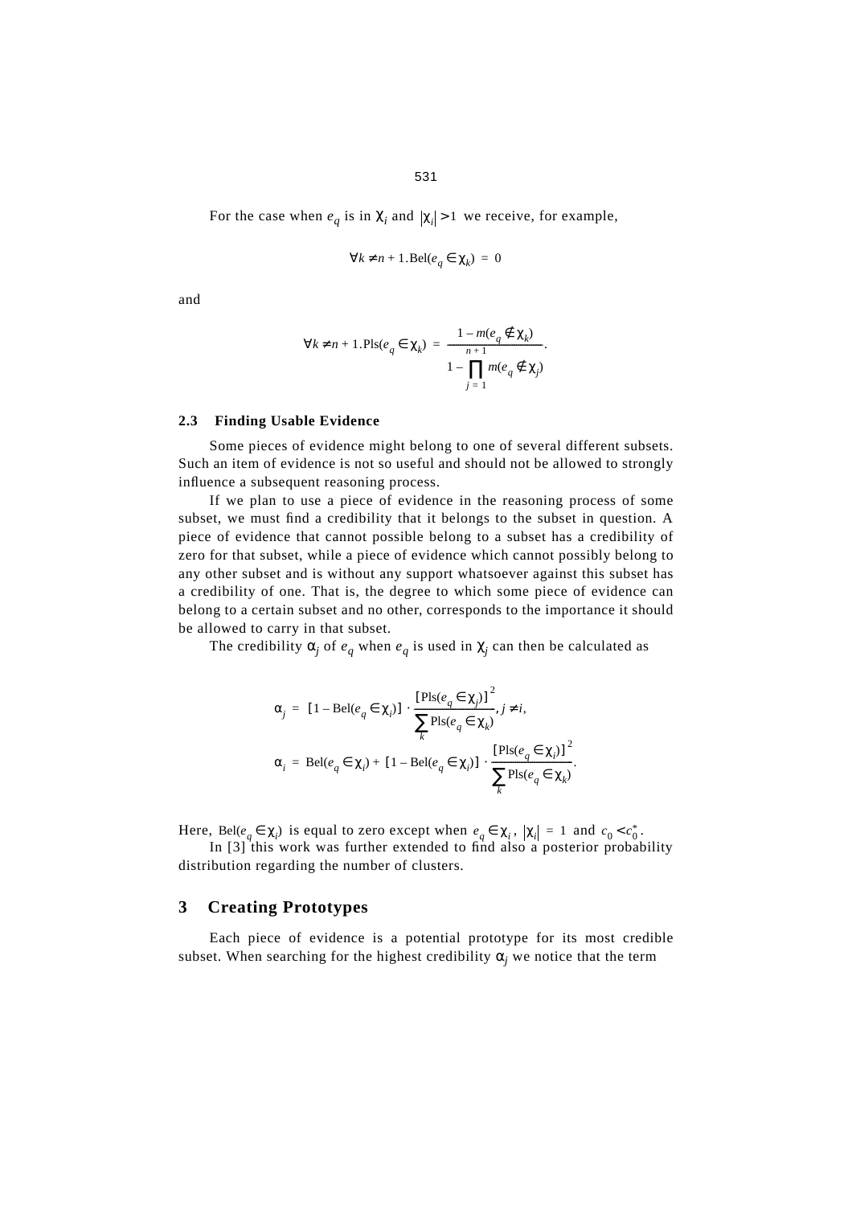For the case when $e_q$ is in $\chi_i$ and $|\chi_i| > 1$ we receive, for example,

$$\forall k \neq n + 1 . \mathrm{Bel}(e_q \in \chi_k) = 0$$

and

$$\forall k \neq n + 1 . \mathrm{Pls}(e_q \in \chi_k) = \frac{1 - m(e_q \notin \chi_k)}{1 - \prod_{j=1}^{n+1} m(e_q \notin \chi_j)}.$$

### 2.3 Finding Usable Evidence

Some pieces of evidence might belong to one of several different subsets. Such an item of evidence is not so useful and should not be allowed to strongly influence a subsequent reasoning process.

If we plan to use a piece of evidence in the reasoning process of some subset, we must find a credibility that it belongs to the subset in question. A piece of evidence that cannot possible belong to a subset has a credibility of zero for that subset, while a piece of evidence which cannot possibly belong to any other subset and is without any support whatsoever against this subset has a credibility of one. That is, the degree to which some piece of evidence can belong to a certain subset and no other, corresponds to the importance it should be allowed to carry in that subset.

The credibility $\alpha_j$ of $e_q$ when $e_q$ is used in $\chi_j$ can then be calculated as

$$\alpha_j = [1 - \mathrm{Bel}(e_q \in \chi_i)] \cdot \frac{[\mathrm{Pls}(e_q \in \chi_j)]^2}{\sum_k \mathrm{Pls}(e_q \in \chi_k)}, j \neq i,$$

$$\alpha_i = \mathrm{Bel}(e_q \in \chi_i) + [1 - \mathrm{Bel}(e_q \in \chi_i)] \cdot \frac{[\mathrm{Pls}(e_q \in \chi_i)]^2}{\sum_k \mathrm{Pls}(e_q \in \chi_k)}.$$

Here, $\mathrm{Bel}(e_q \in \chi_i)$ is equal to zero except when $e_q \in \chi_i$, $|\chi_i| = 1$ and $c_0 < c_0^*$.

In [3] this work was further extended to find also a posterior probability distribution regarding the number of clusters.

## 3 Creating Prototypes

Each piece of evidence is a potential prototype for its most credible subset. When searching for the highest credibility $\alpha_j$ we notice that the term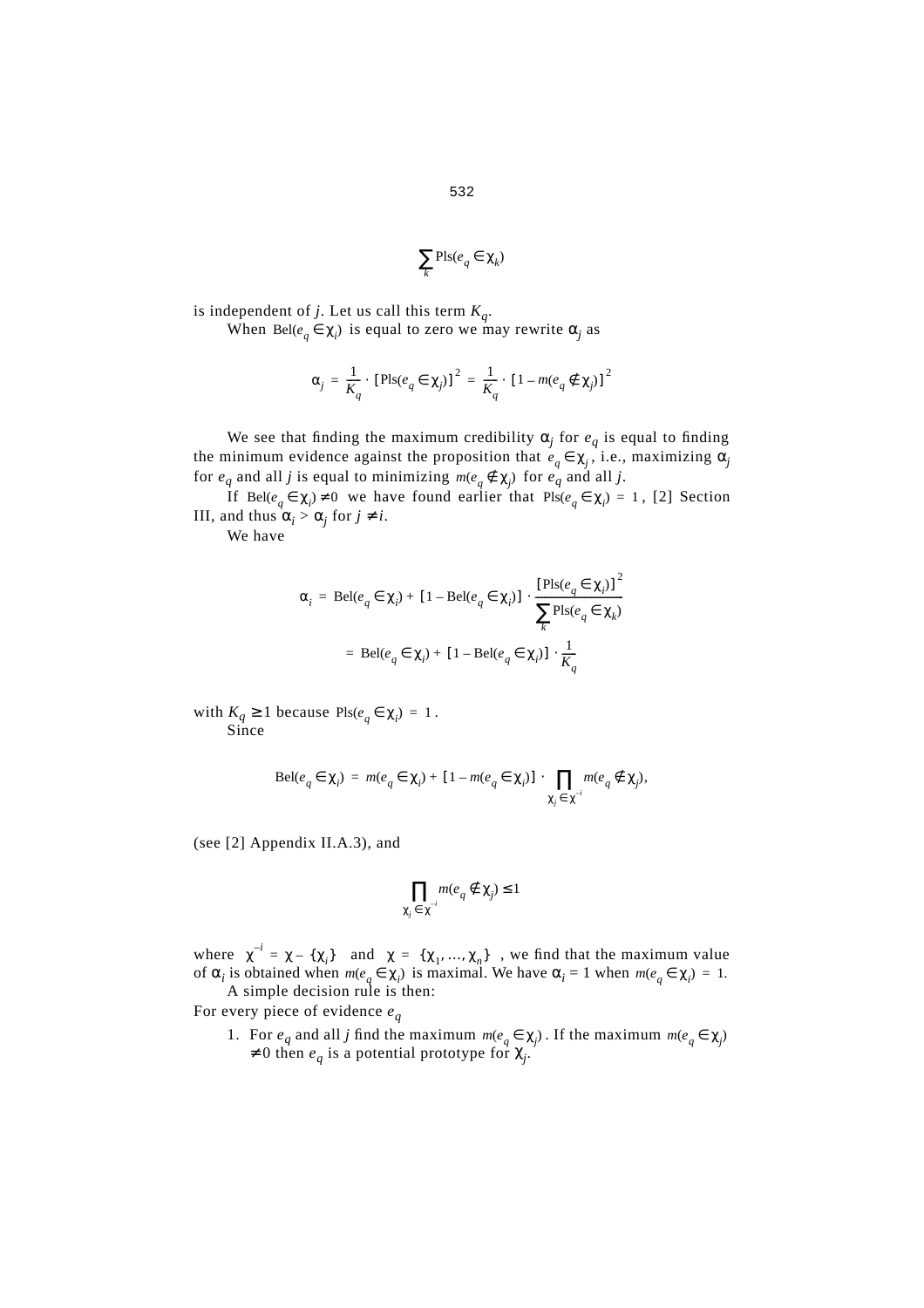$$\sum_k \text{Pls}(e_q \in \chi_k)$$

is independent of $j$. Let us call this term $K_q$.

When $\text{Bel}(e_q \in \chi_i)$ is equal to zero we may rewrite $\alpha_j$ as

$$\alpha_j = \frac{1}{K_q} \cdot [\text{Pls}(e_q \in \chi_j)]^2 = \frac{1}{K_q} \cdot [1 - m(e_q \notin \chi_j)]^2$$

We see that finding the maximum credibility $\alpha_j$ for $e_q$ is equal to finding the minimum evidence against the proposition that $e_q \in \chi_j$, i.e., maximizing $\alpha_j$ for $e_q$ and all $j$ is equal to minimizing $m(e_q \notin \chi_j)$ for $e_q$ and all $j$.

If $\text{Bel}(e_q \in \chi_i) \neq 0$ we have found earlier that $\text{Pls}(e_q \in \chi_i) = 1$, [2] Section III, and thus $\alpha_i > \alpha_j$ for $j \neq i$.

We have

$$\alpha_i = \text{Bel}(e_q \in \chi_i) + [1 - \text{Bel}(e_q \in \chi_i)] \cdot \frac{[\text{Pls}(e_q \in \chi_i)]^2}{\sum_k \text{Pls}(e_q \in \chi_k)}$$

$$= \text{Bel}(e_q \in \chi_i) + [1 - \text{Bel}(e_q \in \chi_i)] \cdot \frac{1}{K_q}$$

with $K_q \geq 1$ because $\text{Pls}(e_q \in \chi_i) = 1$.

Since

$$\text{Bel}(e_q \in \chi_i) = m(e_q \in \chi_i) + [1 - m(e_q \in \chi_i)] \cdot \prod_{\chi_j \in \chi^{-i}} m(e_q \notin \chi_j),$$

(see [2] Appendix II.A.3), and

$$\prod_{\chi_j \in \chi^{-i}} m(e_q \notin \chi_j) \leq 1$$

where $\chi^{-i} = \chi - \{\chi_i\}$ and $\chi = \{\chi_1, \ldots, \chi_n\}$, we find that the maximum value of $\alpha_i$ is obtained when $m(e_q \in \chi_i)$ is maximal. We have $\alpha_i = 1$ when $m(e_q \in \chi_i) = 1$.

A simple decision rule is then:

For every piece of evidence $e_q$

1. For $e_q$ and all $j$ find the maximum $m(e_q \in \chi_j)$. If the maximum $m(e_q \in \chi_j)$ $\neq 0$ then $e_q$ is a potential prototype for $\chi_j$.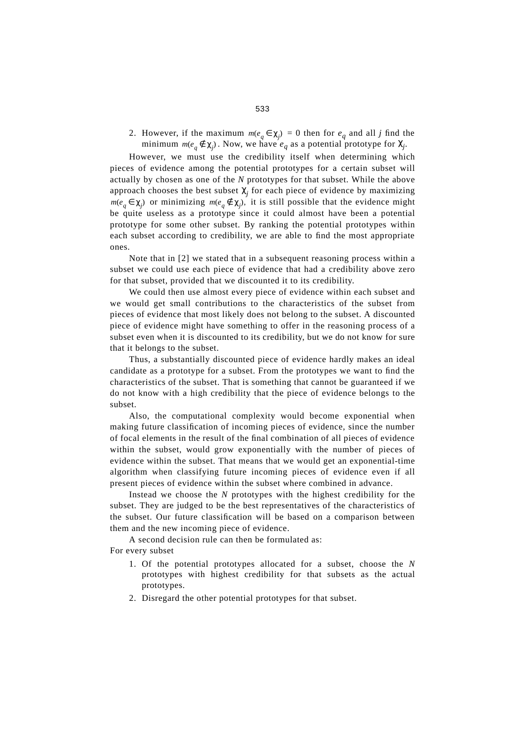2. However, if the maximum $m(e_q \in \chi_j) = 0$ then for $e_q$ and all $j$ find the minimum $m(e_q \notin \chi_j)$. Now, we have $e_q$ as a potential prototype for $\chi_j$.

However, we must use the credibility itself when determining which pieces of evidence among the potential prototypes for a certain subset will actually by chosen as one of the $N$ prototypes for that subset. While the above approach chooses the best subset $\chi_j$ for each piece of evidence by maximizing $m(e_q \in \chi_j)$ or minimizing $m(e_q \notin \chi_j)$, it is still possible that the evidence might be quite useless as a prototype since it could almost have been a potential prototype for some other subset. By ranking the potential prototypes within each subset according to credibility, we are able to find the most appropriate ones.

Note that in [2] we stated that in a subsequent reasoning process within a subset we could use each piece of evidence that had a credibility above zero for that subset, provided that we discounted it to its credibility.

We could then use almost every piece of evidence within each subset and we would get small contributions to the characteristics of the subset from pieces of evidence that most likely does not belong to the subset. A discounted piece of evidence might have something to offer in the reasoning process of a subset even when it is discounted to its credibility, but we do not know for sure that it belongs to the subset.

Thus, a substantially discounted piece of evidence hardly makes an ideal candidate as a prototype for a subset. From the prototypes we want to find the characteristics of the subset. That is something that cannot be guaranteed if we do not know with a high credibility that the piece of evidence belongs to the subset.

Also, the computational complexity would become exponential when making future classification of incoming pieces of evidence, since the number of focal elements in the result of the final combination of all pieces of evidence within the subset, would grow exponentially with the number of pieces of evidence within the subset. That means that we would get an exponential-time algorithm when classifying future incoming pieces of evidence even if all present pieces of evidence within the subset where combined in advance.

Instead we choose the $N$ prototypes with the highest credibility for the subset. They are judged to be the best representatives of the characteristics of the subset. Our future classification will be based on a comparison between them and the new incoming piece of evidence.

A second decision rule can then be formulated as:

For every subset

1. Of the potential prototypes allocated for a subset, choose the $N$ prototypes with highest credibility for that subsets as the actual prototypes.
2. Disregard the other potential prototypes for that subset.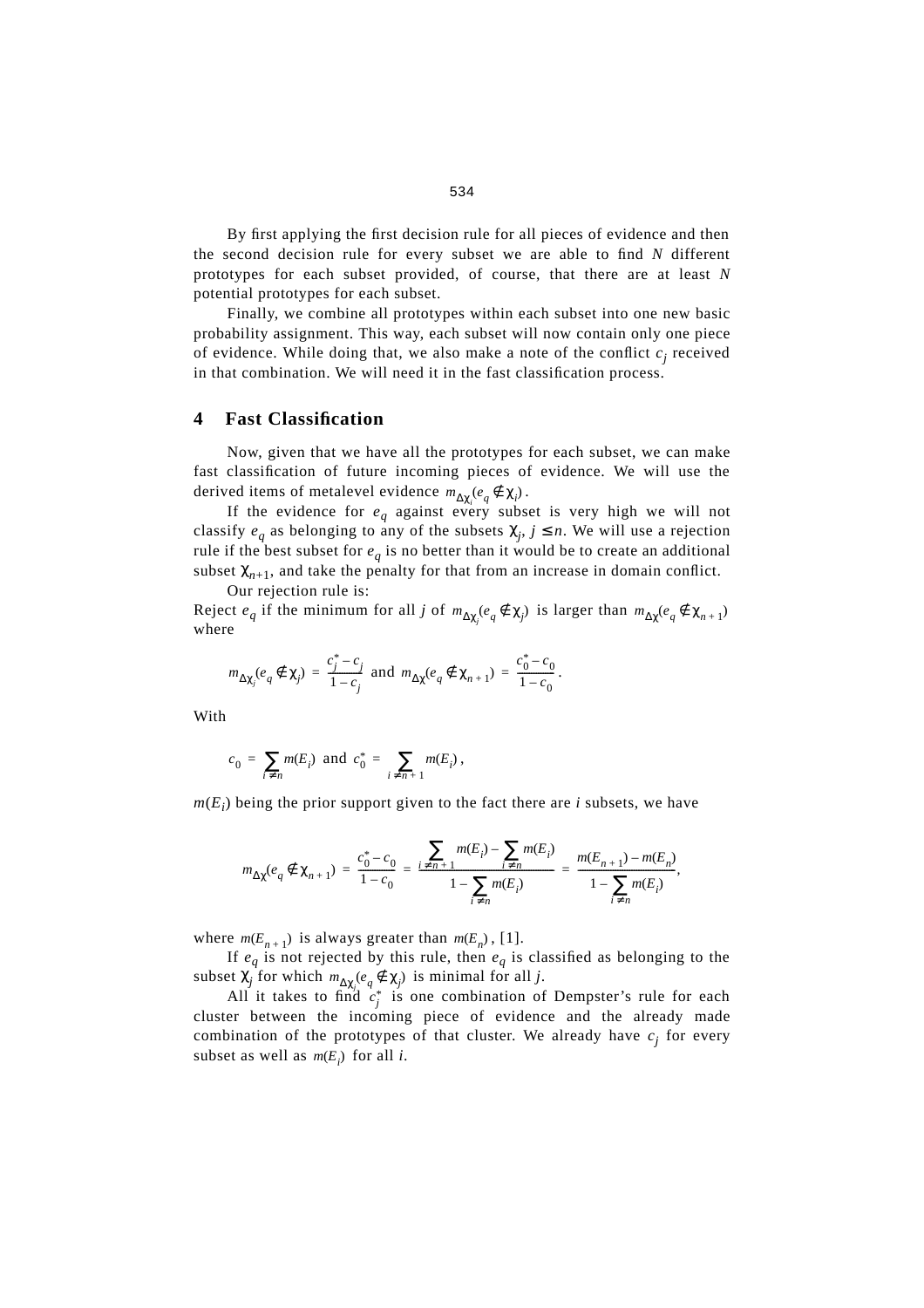By first applying the first decision rule for all pieces of evidence and then the second decision rule for every subset we are able to find $N$ different prototypes for each subset provided, of course, that there are at least $N$ potential prototypes for each subset.

Finally, we combine all prototypes within each subset into one new basic probability assignment. This way, each subset will now contain only one piece of evidence. While doing that, we also make a note of the conflict $c_j$ received in that combination. We will need it in the fast classification process.

## 4 Fast Classification

Now, given that we have all the prototypes for each subset, we can make fast classification of future incoming pieces of evidence. We will use the derived items of metalevel evidence $m_{\Delta\chi_i}(e_q \notin \chi_i)$.

If the evidence for $e_q$ against every subset is very high we will not classify $e_q$ as belonging to any of the subsets $\chi_j$, $j \leq n$. We will use a rejection rule if the best subset for $e_q$ is no better than it would be to create an additional subset $\chi_{n+1}$, and take the penalty for that from an increase in domain conflict.

Our rejection rule is:
Reject $e_q$ if the minimum for all $j$ of $m_{\Delta\chi_j}(e_q \notin \chi_j)$ is larger than $m_{\Delta\chi}(e_q \notin \chi_{n+1})$ where

$$m_{\Delta\chi_j}(e_q \notin \chi_j) = \frac{c_j^* - c_j}{1 - c_j} \text{ and } m_{\Delta\chi}(e_q \notin \chi_{n+1}) = \frac{c_0^* - c_0}{1 - c_0}.$$

With

$$c_0 = \sum_{i \neq n} m(E_i) \text{ and } c_0^* = \sum_{i \neq n+1} m(E_i),$$

$m(E_i)$ being the prior support given to the fact there are $i$ subsets, we have

$$m_{\Delta\chi}(e_q \notin \chi_{n+1}) = \frac{c_0^* - c_0}{1 - c_0} = \frac{\sum_{i \neq n+1} m(E_i) - \sum_{i \neq n} m(E_i)}{1 - \sum_{i \neq n} m(E_i)} = \frac{m(E_{n+1}) - m(E_n)}{1 - \sum_{i \neq n} m(E_i)},$$

where $m(E_{n+1})$ is always greater than $m(E_n)$, [1].

If $e_q$ is not rejected by this rule, then $e_q$ is classified as belonging to the subset $\chi_j$ for which $m_{\Delta\chi_j}(e_q \notin \chi_j)$ is minimal for all $j$.

All it takes to find $c_j^*$ is one combination of Dempster's rule for each cluster between the incoming piece of evidence and the already made combination of the prototypes of that cluster. We already have $c_j$ for every subset as well as $m(E_i)$ for all $i$.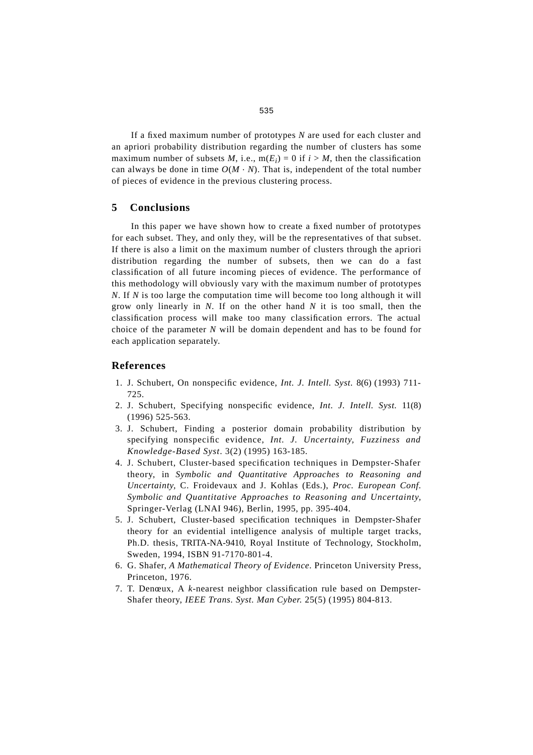If a fixed maximum number of prototypes $N$ are used for each cluster and an apriori probability distribution regarding the number of clusters has some maximum number of subsets $M$, i.e., $m(E_i) = 0$ if $i > M$, then the classification can always be done in time $O(M \cdot N)$. That is, independent of the total number of pieces of evidence in the previous clustering process.

## 5 Conclusions

In this paper we have shown how to create a fixed number of prototypes for each subset. They, and only they, will be the representatives of that subset. If there is also a limit on the maximum number of clusters through the apriori distribution regarding the number of subsets, then we can do a fast classification of all future incoming pieces of evidence. The performance of this methodology will obviously vary with the maximum number of prototypes $N$. If $N$ is too large the computation time will become too long although it will grow only linearly in $N$. If on the other hand $N$ it is too small, then the classification process will make too many classification errors. The actual choice of the parameter $N$ will be domain dependent and has to be found for each application separately.

## References

1. J. Schubert, On nonspecific evidence, *Int. J. Intell. Syst.* 8(6) (1993) 711-725.
2. J. Schubert, Specifying nonspecific evidence, *Int. J. Intell. Syst.* 11(8) (1996) 525-563.
3. J. Schubert, Finding a posterior domain probability distribution by specifying nonspecific evidence, *Int. J. Uncertainty, Fuzziness and Knowledge-Based Syst*. 3(2) (1995) 163-185.
4. J. Schubert, Cluster-based specification techniques in Dempster-Shafer theory, in *Symbolic and Quantitative Approaches to Reasoning and Uncertainty*, C. Froidevaux and J. Kohlas (Eds.), *Proc. European Conf. Symbolic and Quantitative Approaches to Reasoning and Uncertainty*, Springer-Verlag (LNAI 946), Berlin, 1995, pp. 395-404.
5. J. Schubert, Cluster-based specification techniques in Dempster-Shafer theory for an evidential intelligence analysis of multiple target tracks, Ph.D. thesis, TRITA-NA-9410, Royal Institute of Technology, Stockholm, Sweden, 1994, ISBN 91-7170-801-4.
6. G. Shafer, *A Mathematical Theory of Evidence*. Princeton University Press, Princeton, 1976.
7. T. Denœux, A *k*-nearest neighbor classification rule based on Dempster-Shafer theory, *IEEE Trans. Syst. Man Cyber.* 25(5) (1995) 804-813.